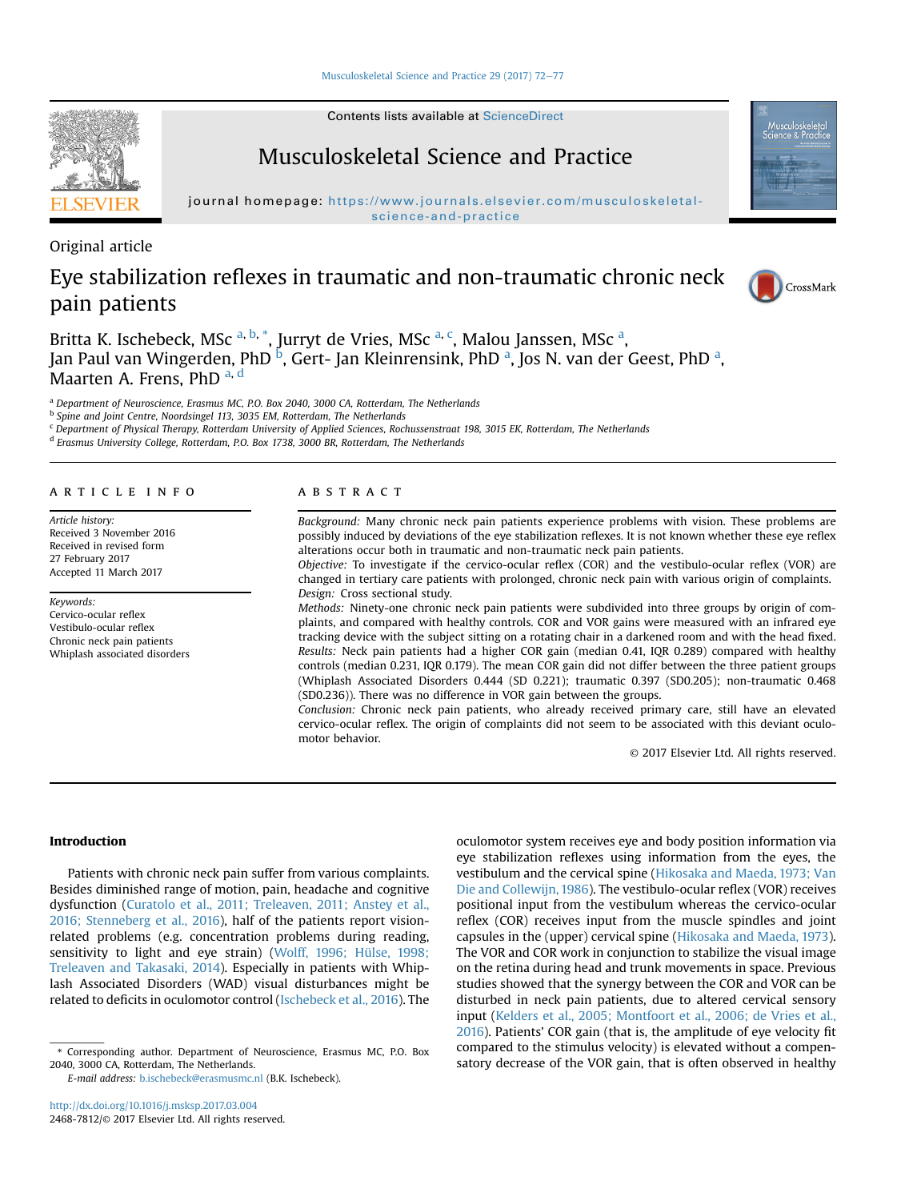Original article

# Eye stabilization reflexes in traumatic and non-traumatic chronic neck pain patients

Britta K. Ischebeck, MSc [a, b, *], Jurryt de Vries, MSc [a, c], Malou Janssen, MSc [a], Jan Paul van Wingerden, PhD [b], Gert- Jan Kleinrensink, PhD [a], Jos N. van der Geest, PhD [a], Maarten A. Frens, PhD [a, d]

[a] Department of Neuroscience, Erasmus MC, P.O. Box 2040, 3000 CA, Rotterdam, The Netherlands
[b] Spine and Joint Centre, Noordsingel 113, 3035 EM, Rotterdam, The Netherlands
[c] Department of Physical Therapy, Rotterdam University of Applied Sciences, Rochussenstraat 198, 3015 EK, Rotterdam, The Netherlands
[d] Erasmus University College, Rotterdam, P.O. Box 1738, 3000 BR, Rotterdam, The Netherlands

## ARTICLE INFO

*Article history:*
Received 3 November 2016
Received in revised form 27 February 2017
Accepted 11 March 2017

*Keywords:*
Cervico-ocular reflex
Vestibulo-ocular reflex
Chronic neck pain patients
Whiplash associated disorders

## ABSTRACT

*Background:* Many chronic neck pain patients experience problems with vision. These problems are possibly induced by deviations of the eye stabilization reflexes. It is not known whether these eye reflex alterations occur both in traumatic and non-traumatic neck pain patients.

*Objective:* To investigate if the cervico-ocular reflex (COR) and the vestibulo-ocular reflex (VOR) are changed in tertiary care patients with prolonged, chronic neck pain with various origin of complaints.

*Design:* Cross sectional study.

*Methods:* Ninety-one chronic neck pain patients were subdivided into three groups by origin of complaints, and compared with healthy controls. COR and VOR gains were measured with an infrared eye tracking device with the subject sitting on a rotating chair in a darkened room and with the head fixed.

*Results:* Neck pain patients had a higher COR gain (median 0.41, IQR 0.289) compared with healthy controls (median 0.231, IQR 0.179). The mean COR gain did not differ between the three patient groups (Whiplash Associated Disorders 0.444 (SD 0.221); traumatic 0.397 (SD0.205); non-traumatic 0.468 (SD0.236)). There was no difference in VOR gain between the groups.

*Conclusion:* Chronic neck pain patients, who already received primary care, still have an elevated cervico-ocular reflex. The origin of complaints did not seem to be associated with this deviant oculomotor behavior.

© 2017 Elsevier Ltd. All rights reserved.

## Introduction

Patients with chronic neck pain suffer from various complaints. Besides diminished range of motion, pain, headache and cognitive dysfunction (Curatolo et al., 2011; Treleaven, 2011; Anstey et al., 2016; Stenneberg et al., 2016), half of the patients report vision-related problems (e.g. concentration problems during reading, sensitivity to light and eye strain) (Wolff, 1996; Hülse, 1998; Treleaven and Takasaki, 2014). Especially in patients with Whiplash Associated Disorders (WAD) visual disturbances might be related to deficits in oculomotor control (Ischebeck et al., 2016). The oculomotor system receives eye and body position information via eye stabilization reflexes using information from the eyes, the vestibulum and the cervical spine (Hikosaka and Maeda, 1973; Van Die and Collewijn, 1986). The vestibulo-ocular reflex (VOR) receives positional input from the vestibulum whereas the cervico-ocular reflex (COR) receives input from the muscle spindles and joint capsules in the (upper) cervical spine (Hikosaka and Maeda, 1973). The VOR and COR work in conjunction to stabilize the visual image on the retina during head and trunk movements in space. Previous studies showed that the synergy between the COR and VOR can be disturbed in neck pain patients, due to altered cervical sensory input (Kelders et al., 2005; Montfoort et al., 2006; de Vries et al., 2016). Patients' COR gain (that is, the amplitude of eye velocity fit compared to the stimulus velocity) is elevated without a compensatory decrease of the VOR gain, that is often observed in healthy

\* Corresponding author. Department of Neuroscience, Erasmus MC, P.O. Box 2040, 3000 CA, Rotterdam, The Netherlands.
*E-mail address:* b.ischebeck@erasmusmc.nl (B.K. Ischebeck).

http://dx.doi.org/10.1016/j.msksp.2017.03.004
2468-7812/© 2017 Elsevier Ltd. All rights reserved.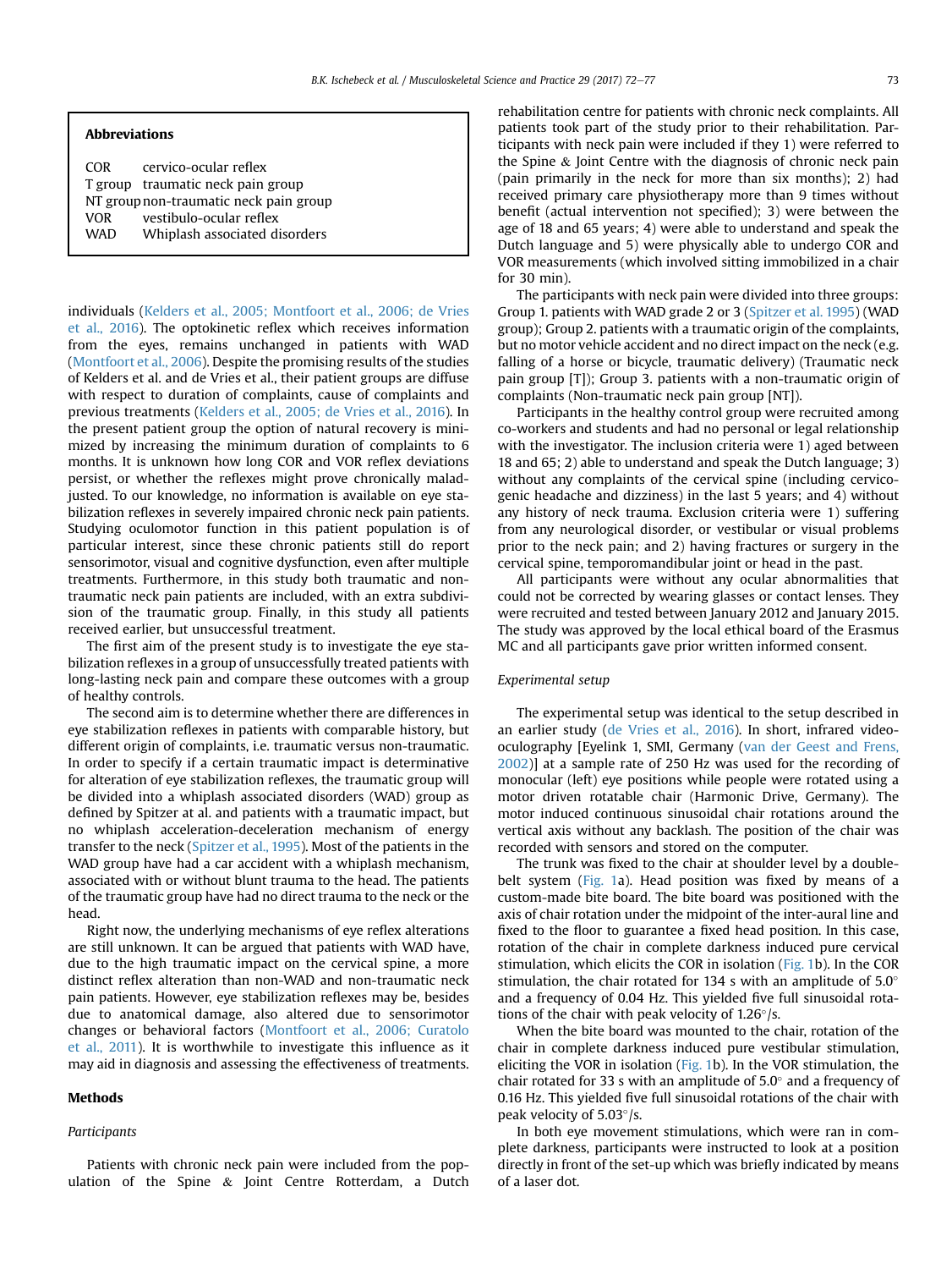**Abbreviations**

| | |
|---|---|
| COR | cervico-ocular reflex |
| T group | traumatic neck pain group |
| NT group | non-traumatic neck pain group |
| VOR | vestibulo-ocular reflex |
| WAD | Whiplash associated disorders |

individuals (Kelders et al., 2005; Montfoort et al., 2006; de Vries et al., 2016). The optokinetic reflex which receives information from the eyes, remains unchanged in patients with WAD (Montfoort et al., 2006). Despite the promising results of the studies of Kelders et al. and de Vries et al., their patient groups are diffuse with respect to duration of complaints, cause of complaints and previous treatments (Kelders et al., 2005; de Vries et al., 2016). In the present patient group the option of natural recovery is minimized by increasing the minimum duration of complaints to 6 months. It is unknown how long COR and VOR reflex deviations persist, or whether the reflexes might prove chronically maladjusted. To our knowledge, no information is available on eye stabilization reflexes in severely impaired chronic neck pain patients. Studying oculomotor function in this patient population is of particular interest, since these chronic patients still do report sensorimotor, visual and cognitive dysfunction, even after multiple treatments. Furthermore, in this study both traumatic and non-traumatic neck pain patients are included, with an extra subdivision of the traumatic group. Finally, in this study all patients received earlier, but unsuccessful treatment.

The first aim of the present study is to investigate the eye stabilization reflexes in a group of unsuccessfully treated patients with long-lasting neck pain and compare these outcomes with a group of healthy controls.

The second aim is to determine whether there are differences in eye stabilization reflexes in patients with comparable history, but different origin of complaints, i.e. traumatic versus non-traumatic. In order to specify if a certain traumatic impact is determinative for alteration of eye stabilization reflexes, the traumatic group will be divided into a whiplash associated disorders (WAD) group as defined by Spitzer at al. and patients with a traumatic impact, but no whiplash acceleration-deceleration mechanism of energy transfer to the neck (Spitzer et al., 1995). Most of the patients in the WAD group have had a car accident with a whiplash mechanism, associated with or without blunt trauma to the head. The patients of the traumatic group have had no direct trauma to the neck or the head.

Right now, the underlying mechanisms of eye reflex alterations are still unknown. It can be argued that patients with WAD have, due to the high traumatic impact on the cervical spine, a more distinct reflex alteration than non-WAD and non-traumatic neck pain patients. However, eye stabilization reflexes may be, besides due to anatomical damage, also altered due to sensorimotor changes or behavioral factors (Montfoort et al., 2006; Curatolo et al., 2011). It is worthwhile to investigate this influence as it may aid in diagnosis and assessing the effectiveness of treatments.

## Methods

### *Participants*

Patients with chronic neck pain were included from the population of the Spine & Joint Centre Rotterdam, a Dutch rehabilitation centre for patients with chronic neck complaints. All patients took part of the study prior to their rehabilitation. Participants with neck pain were included if they 1) were referred to the Spine & Joint Centre with the diagnosis of chronic neck pain (pain primarily in the neck for more than six months); 2) had received primary care physiotherapy more than 9 times without benefit (actual intervention not specified); 3) were between the age of 18 and 65 years; 4) were able to understand and speak the Dutch language and 5) were physically able to undergo COR and VOR measurements (which involved sitting immobilized in a chair for 30 min).

The participants with neck pain were divided into three groups: Group 1. patients with WAD grade 2 or 3 (Spitzer et al. 1995) (WAD group); Group 2. patients with a traumatic origin of the complaints, but no motor vehicle accident and no direct impact on the neck (e.g. falling of a horse or bicycle, traumatic delivery) (Traumatic neck pain group [T]); Group 3. patients with a non-traumatic origin of complaints (Non-traumatic neck pain group [NT]).

Participants in the healthy control group were recruited among co-workers and students and had no personal or legal relationship with the investigator. The inclusion criteria were 1) aged between 18 and 65; 2) able to understand and speak the Dutch language; 3) without any complaints of the cervical spine (including cervicogenic headache and dizziness) in the last 5 years; and 4) without any history of neck trauma. Exclusion criteria were 1) suffering from any neurological disorder, or vestibular or visual problems prior to the neck pain; and 2) having fractures or surgery in the cervical spine, temporomandibular joint or head in the past.

All participants were without any ocular abnormalities that could not be corrected by wearing glasses or contact lenses. They were recruited and tested between January 2012 and January 2015. The study was approved by the local ethical board of the Erasmus MC and all participants gave prior written informed consent.

### *Experimental setup*

The experimental setup was identical to the setup described in an earlier study (de Vries et al., 2016). In short, infrared video-oculography [Eyelink 1, SMI, Germany (van der Geest and Frens, 2002)] at a sample rate of 250 Hz was used for the recording of monocular (left) eye positions while people were rotated using a motor driven rotatable chair (Harmonic Drive, Germany). The motor induced continuous sinusoidal chair rotations around the vertical axis without any backlash. The position of the chair was recorded with sensors and stored on the computer.

The trunk was fixed to the chair at shoulder level by a double-belt system (Fig. 1a). Head position was fixed by means of a custom-made bite board. The bite board was positioned with the axis of chair rotation under the midpoint of the inter-aural line and fixed to the floor to guarantee a fixed head position. In this case, rotation of the chair in complete darkness induced pure cervical stimulation, which elicits the COR in isolation (Fig. 1b). In the COR stimulation, the chair rotated for 134 s with an amplitude of 5.0° and a frequency of 0.04 Hz. This yielded five full sinusoidal rotations of the chair with peak velocity of 1.26°/s.

When the bite board was mounted to the chair, rotation of the chair in complete darkness induced pure vestibular stimulation, eliciting the VOR in isolation (Fig. 1b). In the VOR stimulation, the chair rotated for 33 s with an amplitude of 5.0° and a frequency of 0.16 Hz. This yielded five full sinusoidal rotations of the chair with peak velocity of 5.03°/s.

In both eye movement stimulations, which were ran in complete darkness, participants were instructed to look at a position directly in front of the set-up which was briefly indicated by means of a laser dot.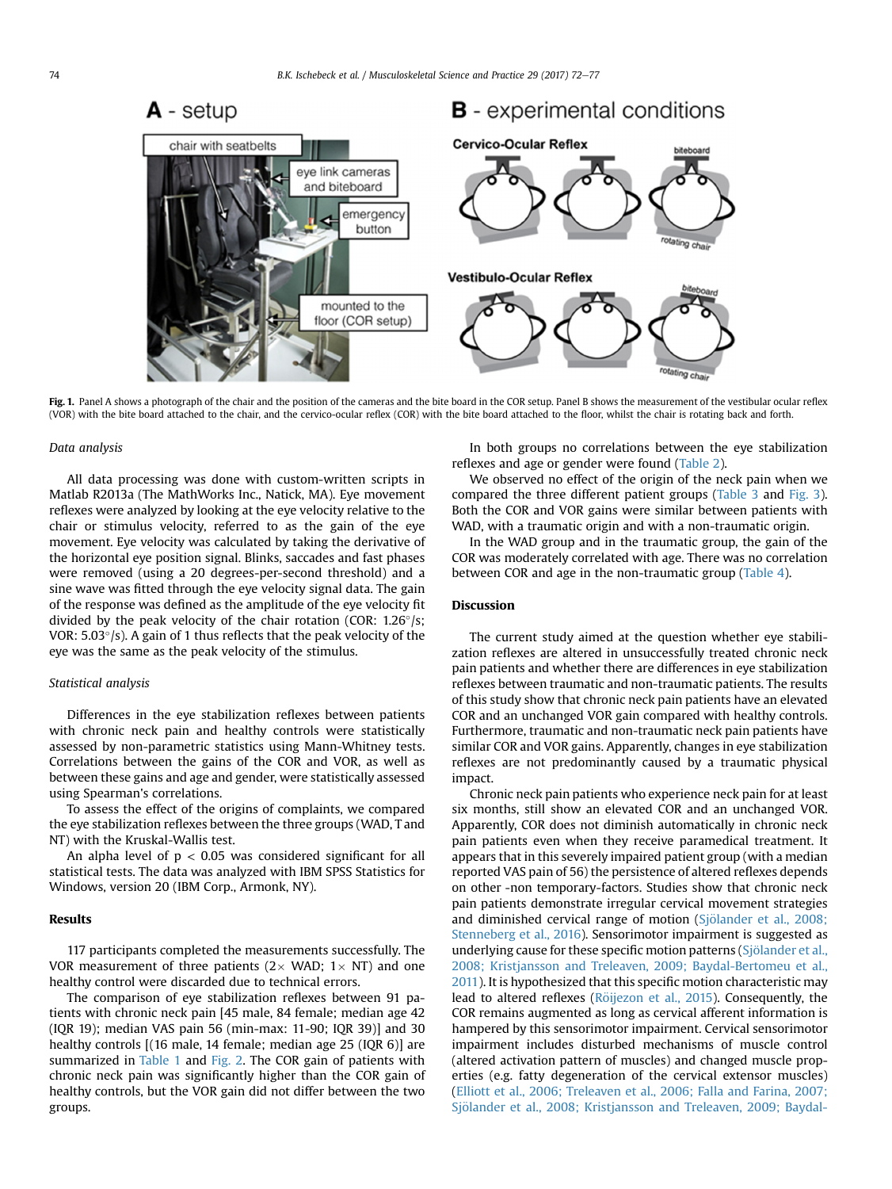Fig. 1. Panel A shows a photograph of the chair and the position of the cameras and the bite board in the COR setup. Panel B shows the measurement of the vestibular ocular reflex (VOR) with the bite board attached to the chair, and the cervico-ocular reflex (COR) with the bite board attached to the floor, whilst the chair is rotating back and forth.

*Data analysis*

All data processing was done with custom-written scripts in Matlab R2013a (The MathWorks Inc., Natick, MA). Eye movement reflexes were analyzed by looking at the eye velocity relative to the chair or stimulus velocity, referred to as the gain of the eye movement. Eye velocity was calculated by taking the derivative of the horizontal eye position signal. Blinks, saccades and fast phases were removed (using a 20 degrees-per-second threshold) and a sine wave was fitted through the eye velocity signal data. The gain of the response was defined as the amplitude of the eye velocity fit divided by the peak velocity of the chair rotation (COR: 1.26°/s; VOR: 5.03°/s). A gain of 1 thus reflects that the peak velocity of the eye was the same as the peak velocity of the stimulus.

*Statistical analysis*

Differences in the eye stabilization reflexes between patients with chronic neck pain and healthy controls were statistically assessed by non-parametric statistics using Mann-Whitney tests. Correlations between the gains of the COR and VOR, as well as between these gains and age and gender, were statistically assessed using Spearman's correlations.

To assess the effect of the origins of complaints, we compared the eye stabilization reflexes between the three groups (WAD, T and NT) with the Kruskal-Wallis test.

An alpha level of $p < 0.05$ was considered significant for all statistical tests. The data was analyzed with IBM SPSS Statistics for Windows, version 20 (IBM Corp., Armonk, NY).

## Results

117 participants completed the measurements successfully. The VOR measurement of three patients (2× WAD; 1× NT) and one healthy control were discarded due to technical errors.

The comparison of eye stabilization reflexes between 91 patients with chronic neck pain [45 male, 84 female; median age 42 (IQR 19); median VAS pain 56 (min-max: 11-90; IQR 39)] and 30 healthy controls [(16 male, 14 female; median age 25 (IQR 6)] are summarized in Table 1 and Fig. 2. The COR gain of patients with chronic neck pain was significantly higher than the COR gain of healthy controls, but the VOR gain did not differ between the two groups.

In both groups no correlations between the eye stabilization reflexes and age or gender were found (Table 2).

We observed no effect of the origin of the neck pain when we compared the three different patient groups (Table 3 and Fig. 3). Both the COR and VOR gains were similar between patients with WAD, with a traumatic origin and with a non-traumatic origin.

In the WAD group and in the traumatic group, the gain of the COR was moderately correlated with age. There was no correlation between COR and age in the non-traumatic group (Table 4).

## Discussion

The current study aimed at the question whether eye stabilization reflexes are altered in unsuccessfully treated chronic neck pain patients and whether there are differences in eye stabilization reflexes between traumatic and non-traumatic patients. The results of this study show that chronic neck pain patients have an elevated COR and an unchanged VOR gain compared with healthy controls. Furthermore, traumatic and non-traumatic neck pain patients have similar COR and VOR gains. Apparently, changes in eye stabilization reflexes are not predominantly caused by a traumatic physical impact.

Chronic neck pain patients who experience neck pain for at least six months, still show an elevated COR and an unchanged VOR. Apparently, COR does not diminish automatically in chronic neck pain patients even when they receive paramedical treatment. It appears that in this severely impaired patient group (with a median reported VAS pain of 56) the persistence of altered reflexes depends on other -non temporary-factors. Studies show that chronic neck pain patients demonstrate irregular cervical movement strategies and diminished cervical range of motion (Sjölander et al., 2008; Stenneberg et al., 2016). Sensorimotor impairment is suggested as underlying cause for these specific motion patterns (Sjölander et al., 2008; Kristjansson and Treleaven, 2009; Baydal-Bertomeu et al., 2011). It is hypothesized that this specific motion characteristic may lead to altered reflexes (Röijezon et al., 2015). Consequently, the COR remains augmented as long as cervical afferent information is hampered by this sensorimotor impairment. Cervical sensorimotor impairment includes disturbed mechanisms of muscle control (altered activation pattern of muscles) and changed muscle properties (e.g. fatty degeneration of the cervical extensor muscles) (Elliott et al., 2006; Treleaven et al., 2006; Falla and Farina, 2007; Sjölander et al., 2008; Kristjansson and Treleaven, 2009; Baydal-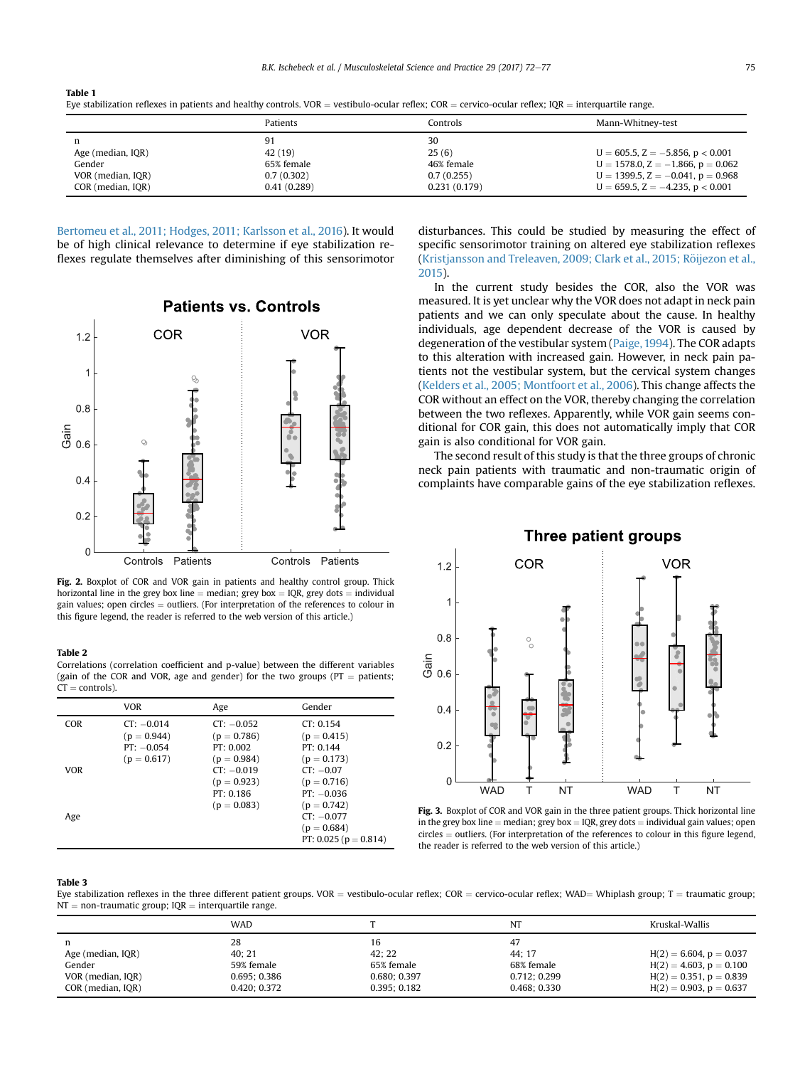**Table 1**
Eye stabilization reflexes in patients and healthy controls. VOR = vestibulo-ocular reflex; COR = cervico-ocular reflex; IQR = interquartile range.

| | Patients | Controls | Mann-Whitney-test |
|---|---|---|---|
| n | 91 | 30 | |
| Age (median, IQR) | 42 (19) | 25 (6) | U = 605.5, Z = −5.856, p < 0.001 |
| Gender | 65% female | 46% female | U = 1578.0, Z = −1.866, p = 0.062 |
| VOR (median, IQR) | 0.7 (0.302) | 0.7 (0.255) | U = 1399.5, Z = −0.041, p = 0.968 |
| COR (median, IQR) | 0.41 (0.289) | 0.231 (0.179) | U = 659.5, Z = −4.235, p < 0.001 |

Bertomeu et al., 2011; Hodges, 2011; Karlsson et al., 2016). It would be of high clinical relevance to determine if eye stabilization reflexes regulate themselves after diminishing of this sensorimotor disturbances. This could be studied by measuring the effect of specific sensorimotor training on altered eye stabilization reflexes (Kristjansson and Treleaven, 2009; Clark et al., 2015; Röijezon et al., 2015).

In the current study besides the COR, also the VOR was measured. It is yet unclear why the VOR does not adapt in neck pain patients and we can only speculate about the cause. In healthy individuals, age dependent decrease of the VOR is caused by degeneration of the vestibular system (Paige, 1994). The COR adapts to this alteration with increased gain. However, in neck pain patients not the vestibular system, but the cervical system changes (Kelders et al., 2005; Montfoort et al., 2006). This change affects the COR without an effect on the VOR, thereby changing the correlation between the two reflexes. Apparently, while VOR gain seems conditional for COR gain, this does not automatically imply that COR gain is also conditional for VOR gain.

The second result of this study is that the three groups of chronic neck pain patients with traumatic and non-traumatic origin of complaints have comparable gains of the eye stabilization reflexes.

**Fig. 2.** Boxplot of COR and VOR gain in patients and healthy control group. Thick horizontal line in the grey box line = median; grey box = IQR, grey dots = individual gain values; open circles = outliers. (For interpretation of the references to colour in this figure legend, the reader is referred to the web version of this article.)

**Table 2**
Correlations (correlation coefficient and p-value) between the different variables (gain of the COR and VOR, age and gender) for the two groups (PT = patients; CT = controls).

| | VOR | Age | Gender |
|---|---|---|---|
| COR | CT: −0.014 (p = 0.944) PT: −0.054 (p = 0.617) | CT: −0.052 (p = 0.786) PT: 0.002 (p = 0.984) | CT: 0.154 (p = 0.415) PT: 0.144 (p = 0.173) |
| VOR | | CT: −0.019 (p = 0.923) PT: 0.186 (p = 0.083) | CT: −0.07 (p = 0.716) PT: −0.036 (p = 0.742) |
| Age | | | CT: −0.077 (p = 0.684) PT: 0.025 (p = 0.814) |

**Fig. 3.** Boxplot of COR and VOR gain in the three patient groups. Thick horizontal line in the grey box line = median; grey box = IQR, grey dots = individual gain values; open circles = outliers. (For interpretation of the references to colour in this figure legend, the reader is referred to the web version of this article.)

**Table 3**
Eye stabilization reflexes in the three different patient groups. VOR = vestibulo-ocular reflex; COR = cervico-ocular reflex; WAD= Whiplash group; T = traumatic group; NT = non-traumatic group; IQR = interquartile range.

| | WAD | T | NT | Kruskal-Wallis |
|---|---|---|---|---|
| n | 28 | 16 | 47 | |
| Age (median, IQR) | 40; 21 | 42; 22 | 44; 17 | H(2) = 6.604, p = 0.037 |
| Gender | 59% female | 65% female | 68% female | H(2) = 4.603, p = 0.100 |
| VOR (median, IQR) | 0.695; 0.386 | 0.680; 0.397 | 0.712; 0.299 | H(2) = 0.351, p = 0.839 |
| COR (median, IQR) | 0.420; 0.372 | 0.395; 0.182 | 0.468; 0.330 | H(2) = 0.903, p = 0.637 |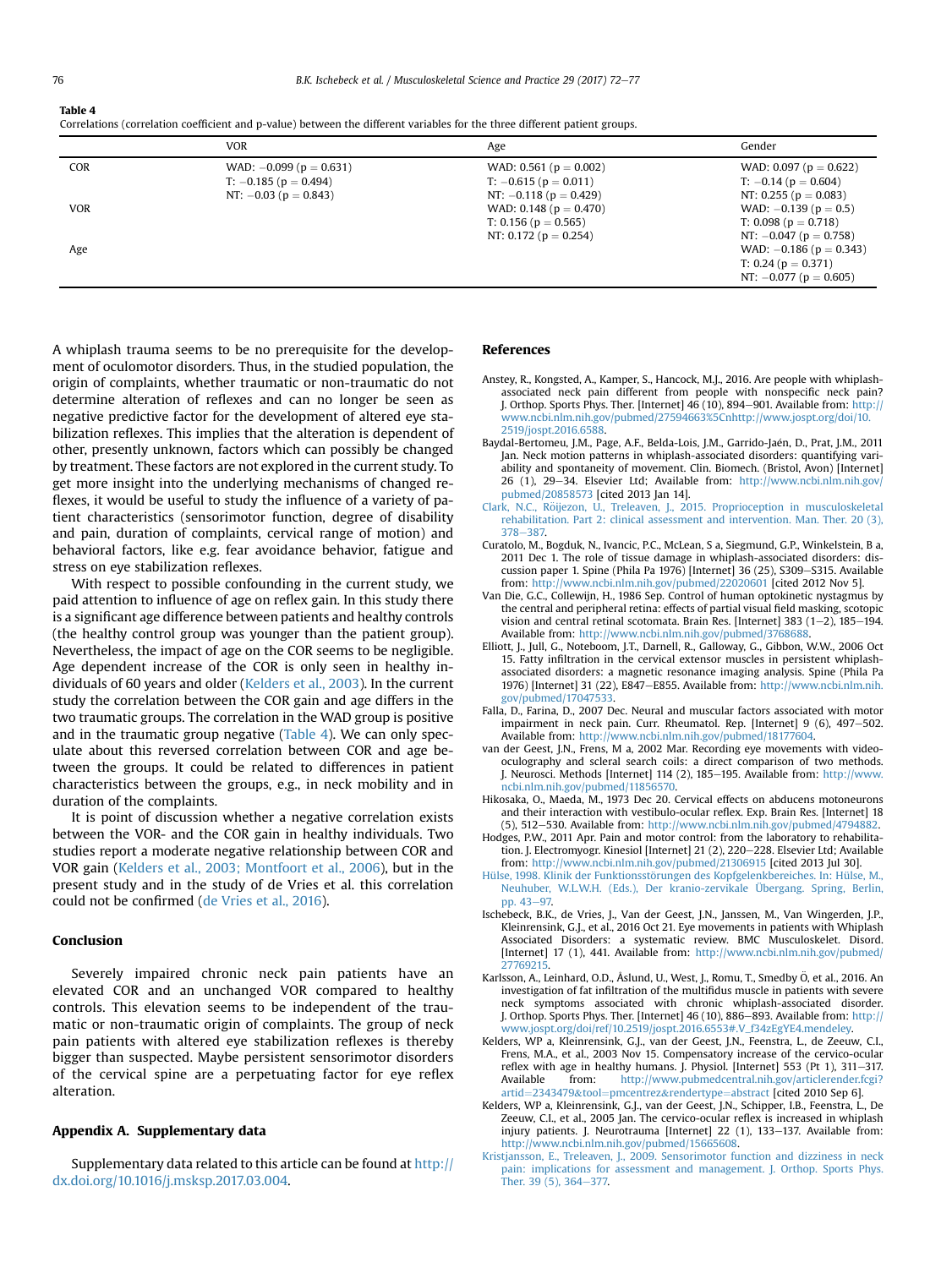**Table 4**
Correlations (correlation coefficient and p-value) between the different variables for the three different patient groups.

| | VOR | Age | Gender |
|---|---|---|---|
| COR | WAD: −0.099 (p = 0.631)<br>T: −0.185 (p = 0.494)<br>NT: −0.03 (p = 0.843) | WAD: 0.561 (p = 0.002)<br>T: −0.615 (p = 0.011)<br>NT: −0.118 (p = 0.429) | WAD: 0.097 (p = 0.622)<br>T: −0.14 (p = 0.604)<br>NT: 0.255 (p = 0.083) |
| VOR | | WAD: 0.148 (p = 0.470)<br>T: 0.156 (p = 0.565)<br>NT: 0.172 (p = 0.254) | WAD: −0.139 (p = 0.5)<br>T: 0.098 (p = 0.718)<br>NT: −0.047 (p = 0.758) |
| Age | | | WAD: −0.186 (p = 0.343)<br>T: 0.24 (p = 0.371)<br>NT: −0.077 (p = 0.605) |

A whiplash trauma seems to be no prerequisite for the development of oculomotor disorders. Thus, in the studied population, the origin of complaints, whether traumatic or non-traumatic do not determine alteration of reflexes and can no longer be seen as negative predictive factor for the development of altered eye stabilization reflexes. This implies that the alteration is dependent of other, presently unknown, factors which can possibly be changed by treatment. These factors are not explored in the current study. To get more insight into the underlying mechanisms of changed reflexes, it would be useful to study the influence of a variety of patient characteristics (sensorimotor function, degree of disability and pain, duration of complaints, cervical range of motion) and behavioral factors, like e.g. fear avoidance behavior, fatigue and stress on eye stabilization reflexes.

With respect to possible confounding in the current study, we paid attention to influence of age on reflex gain. In this study there is a significant age difference between patients and healthy controls (the healthy control group was younger than the patient group). Nevertheless, the impact of age on the COR seems to be negligible. Age dependent increase of the COR is only seen in healthy individuals of 60 years and older (Kelders et al., 2003). In the current study the correlation between the COR gain and age differs in the two traumatic groups. The correlation in the WAD group is positive and in the traumatic group negative (Table 4). We can only speculate about this reversed correlation between COR and age between the groups. It could be related to differences in patient characteristics between the groups, e.g., in neck mobility and in duration of the complaints.

It is point of discussion whether a negative correlation exists between the VOR- and the COR gain in healthy individuals. Two studies report a moderate negative relationship between COR and VOR gain (Kelders et al., 2003; Montfoort et al., 2006), but in the present study and in the study of de Vries et al. this correlation could not be confirmed (de Vries et al., 2016).

## Conclusion

Severely impaired chronic neck pain patients have an elevated COR and an unchanged VOR compared to healthy controls. This elevation seems to be independent of the traumatic or non-traumatic origin of complaints. The group of neck pain patients with altered eye stabilization reflexes is thereby bigger than suspected. Maybe persistent sensorimotor disorders of the cervical spine are a perpetuating factor for eye reflex alteration.

## Appendix A. Supplementary data

Supplementary data related to this article can be found at http://dx.doi.org/10.1016/j.msksp.2017.03.004.

## References

Anstey, R., Kongsted, A., Kamper, S., Hancock, M.J., 2016. Are people with whiplash-associated neck pain different from people with nonspecific neck pain? J. Orthop. Sports Phys. Ther. [Internet] 46 (10), 894–901. Available from: http://www.ncbi.nlm.nih.gov/pubmed/27594663%5Cnhttp://www.jospt.org/doi/10.2519/jospt.2016.6588.

Baydal-Bertomeu, J.M., Page, A.F., Belda-Lois, J.M., Garrido-Jaén, D., Prat, J.M., 2011 Jan. Neck motion patterns in whiplash-associated disorders: quantifying variability and spontaneity of movement. Clin. Biomech. (Bristol, Avon) [Internet] 26 (1), 29–34. Elsevier Ltd; Available from: http://www.ncbi.nlm.nih.gov/pubmed/20858573 [cited 2013 Jan 14].

Clark, N.C., Röijezon, U., Treleaven, J., 2015. Proprioception in musculoskeletal rehabilitation. Part 2: clinical assessment and intervention. Man. Ther. 20 (3), 378–387.

Curatolo, M., Bogduk, N., Ivancic, P.C., McLean, S a, Siegmund, G.P., Winkelstein, B a, 2011 Dec 1. The role of tissue damage in whiplash-associated disorders: discussion paper 1. Spine (Phila Pa 1976) [Internet] 36 (25), S309–S315. Available from: http://www.ncbi.nlm.nih.gov/pubmed/22020601 [cited 2012 Nov 5].

Van Die, G.C., Collewijn, H., 1986 Sep. Control of human optokinetic nystagmus by the central and peripheral retina: effects of partial visual field masking, scotopic vision and central retinal scotomata. Brain Res. [Internet] 383 (1–2), 185–194. Available from: http://www.ncbi.nlm.nih.gov/pubmed/3768688.

Elliott, J., Jull, G., Noteboom, J.T., Darnell, R., Galloway, G., Gibbon, W.W., 2006 Oct 15. Fatty infiltration in the cervical extensor muscles in persistent whiplash-associated disorders: a magnetic resonance imaging analysis. Spine (Phila Pa 1976) [Internet] 31 (22), E847–E855. Available from: http://www.ncbi.nlm.nih.gov/pubmed/17047533.

Falla, D., Farina, D., 2007 Dec. Neural and muscular factors associated with motor impairment in neck pain. Curr. Rheumatol. Rep. [Internet] 9 (6), 497–502. Available from: http://www.ncbi.nlm.nih.gov/pubmed/18177604.

van der Geest, J.N., Frens, M a, 2002 Mar. Recording eye movements with video-oculography and scleral search coils: a direct comparison of two methods. J. Neurosci. Methods [Internet] 114 (2), 185–195. Available from: http://www.ncbi.nlm.nih.gov/pubmed/11856570.

Hikosaka, O., Maeda, M., 1973 Dec 20. Cervical effects on abducens motoneurons and their interaction with vestibulo-ocular reflex. Exp. Brain Res. [Internet] 18 (5), 512–530. Available from: http://www.ncbi.nlm.nih.gov/pubmed/4794882.

Hodges, P.W., 2011 Apr. Pain and motor control: from the laboratory to rehabilitation. J. Electromyogr. Kinesiol [Internet] 21 (2), 220–228. Elsevier Ltd; Available from: http://www.ncbi.nlm.nih.gov/pubmed/21306915 [cited 2013 Jul 30].

Hülse, 1998. Klinik der Funktionsstörungen des Kopfgelenkbereiches. In: Hülse, M., Neuhuber, W.L.W.H. (Eds.), Der kranio-zervikale Übergang. Spring, Berlin, pp. 43–97.

Ischebeck, B.K., de Vries, J., Van der Geest, J.N., Janssen, M., Van Wingerden, J.P., Kleinrensink, G.J., et al., 2016 Oct 21. Eye movements in patients with Whiplash Associated Disorders: a systematic review. BMC Musculoskelet. Disord. [Internet] 17 (1), 441. Available from: http://www.ncbi.nlm.nih.gov/pubmed/27769215.

Karlsson, A., Leinhard, O.D., Åslund, U., West, J., Romu, T., Smedby Ö, et al., 2016. An investigation of fat infiltration of the multifidus muscle in patients with severe neck symptoms associated with chronic whiplash-associated disorder. J. Orthop. Sports Phys. Ther. [Internet] 46 (10), 886–893. Available from: http://www.jospt.org/doi/ref/10.2519/jospt.2016.6553#.V_f34zEgYE4.mendeley.

Kelders, WP a, Kleinrensink, G.J., van der Geest, J.N., Feenstra, L., de Zeeuw, C.I., Frens, M.A., et al., 2003 Nov 15. Compensatory increase of the cervico-ocular reflex with age in healthy humans. J. Physiol. [Internet] 553 (Pt 1), 311–317. Available from: http://www.pubmedcentral.nih.gov/articlerender.fcgi?artid=2343479&tool=pmcentrez&rendertype=abstract [cited 2010 Sep 6].

Kelders, WP a, Kleinrensink, G.J., van der Geest, J.N., Schipper, I.B., Feenstra, L., De Zeeuw, C.I., et al., 2005 Jan. The cervico-ocular reflex is increased in whiplash injury patients. J. Neurotrauma [Internet] 22 (1), 133–137. Available from: http://www.ncbi.nlm.nih.gov/pubmed/15665608.

Kristjansson, E., Treleaven, J., 2009. Sensorimotor function and dizziness in neck pain: implications for assessment and management. J. Orthop. Sports Phys. Ther. 39 (5), 364–377.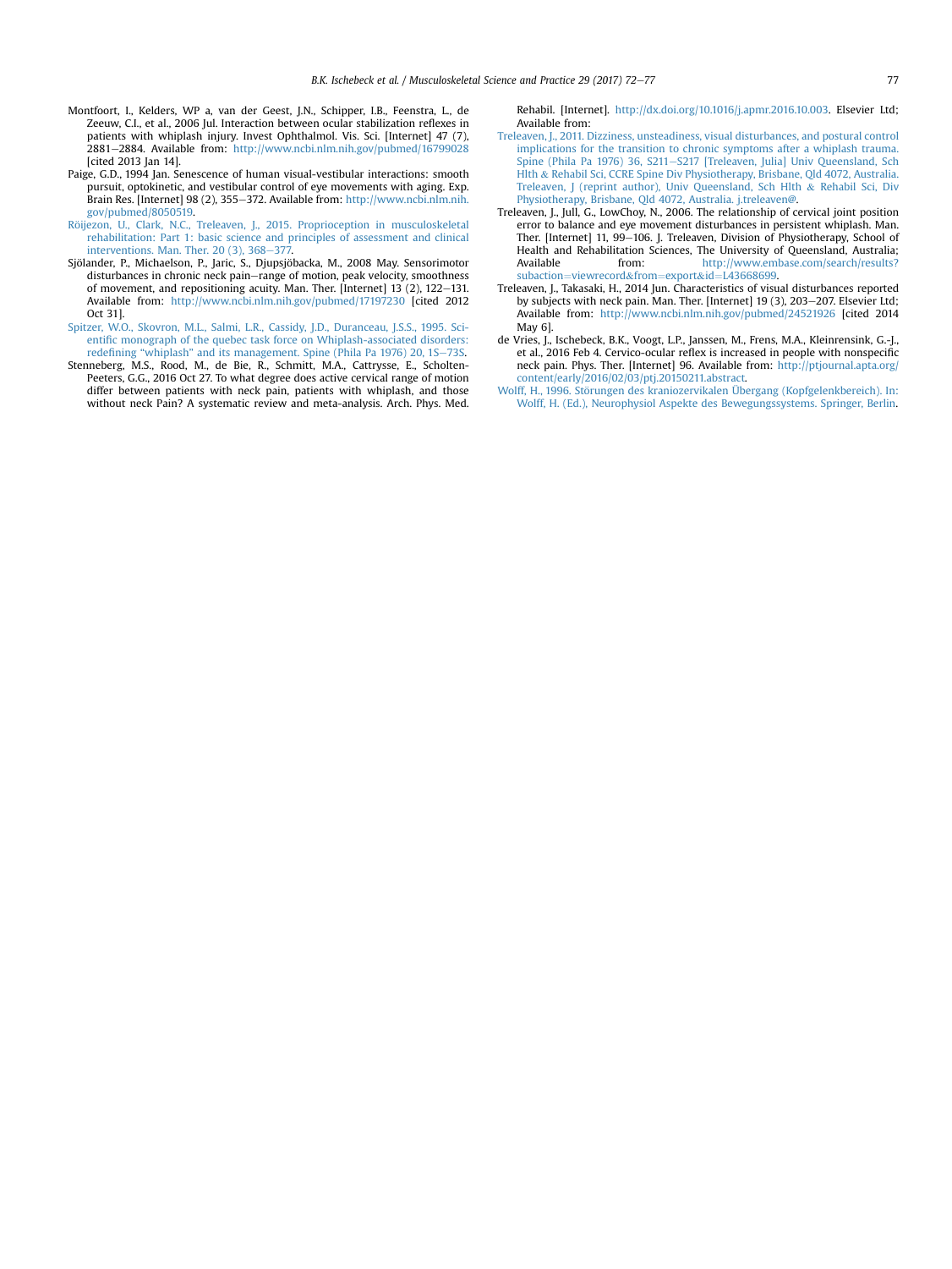Montfoort, I., Kelders, WP a, van der Geest, J.N., Schipper, I.B., Feenstra, L., de Zeeuw, C.I., et al., 2006 Jul. Interaction between ocular stabilization reflexes in patients with whiplash injury. Invest Ophthalmol. Vis. Sci. [Internet] 47 (7), 2881–2884. Available from: http://www.ncbi.nlm.nih.gov/pubmed/16799028 [cited 2013 Jan 14].

Paige, G.D., 1994 Jan. Senescence of human visual-vestibular interactions: smooth pursuit, optokinetic, and vestibular control of eye movements with aging. Exp. Brain Res. [Internet] 98 (2), 355–372. Available from: http://www.ncbi.nlm.nih.gov/pubmed/8050519.

Röijezon, U., Clark, N.C., Treleaven, J., 2015. Proprioception in musculoskeletal rehabilitation: Part 1: basic science and principles of assessment and clinical interventions. Man. Ther. 20 (3), 368–377.

Sjölander, P., Michaelson, P., Jaric, S., Djupsjöbacka, M., 2008 May. Sensorimotor disturbances in chronic neck pain—range of motion, peak velocity, smoothness of movement, and repositioning acuity. Man. Ther. [Internet] 13 (2), 122–131. Available from: http://www.ncbi.nlm.nih.gov/pubmed/17197230 [cited 2012 Oct 31].

Spitzer, W.O., Skovron, M.L., Salmi, L.R., Cassidy, J.D., Duranceau, J.S.S., 1995. Scientific monograph of the quebec task force on Whiplash-associated disorders: redefining "whiplash" and its management. Spine (Phila Pa 1976) 20, 1S–73S.

Stenneberg, M.S., Rood, M., de Bie, R., Schmitt, M.A., Cattrysse, E., Scholten-Peeters, G.G., 2016 Oct 27. To what degree does active cervical range of motion differ between patients with neck pain, patients with whiplash, and those without neck Pain? A systematic review and meta-analysis. Arch. Phys. Med. Rehabil. [Internet]. http://dx.doi.org/10.1016/j.apmr.2016.10.003. Elsevier Ltd; Available from:

Treleaven, J., 2011. Dizziness, unsteadiness, visual disturbances, and postural control implications for the transition to chronic symptoms after a whiplash trauma. Spine (Phila Pa 1976) 36, S211–S217 [Treleaven, Julia] Univ Queensland, Sch Hlth & Rehabil Sci, CCRE Spine Div Physiotherapy, Brisbane, Qld 4072, Australia. Treleaven, J (reprint author), Univ Queensland, Sch Hlth & Rehabil Sci, Div Physiotherapy, Brisbane, Qld 4072, Australia. j.treleaven@.

Treleaven, J., Jull, G., LowChoy, N., 2006. The relationship of cervical joint position error to balance and eye movement disturbances in persistent whiplash. Man. Ther. [Internet] 11, 99–106. J. Treleaven, Division of Physiotherapy, School of Health and Rehabilitation Sciences, The University of Queensland, Australia; Available from: http://www.embase.com/search/results?subaction=viewrecord&from=export&id=L43668699.

Treleaven, J., Takasaki, H., 2014 Jun. Characteristics of visual disturbances reported by subjects with neck pain. Man. Ther. [Internet] 19 (3), 203–207. Elsevier Ltd; Available from: http://www.ncbi.nlm.nih.gov/pubmed/24521926 [cited 2014 May 6].

de Vries, J., Ischebeck, B.K., Voogt, L.P., Janssen, M., Frens, M.A., Kleinrensink, G.-J., et al., 2016 Feb 4. Cervico-ocular reflex is increased in people with nonspecific neck pain. Phys. Ther. [Internet] 96. Available from: http://ptjournal.apta.org/content/early/2016/02/03/ptj.20150211.abstract.

Wolff, H., 1996. Störungen des kraniozervikalen Übergang (Kopfgelenkbereich). In: Wolff, H. (Ed.), Neurophysiol Aspekte des Bewegungssystems. Springer, Berlin.